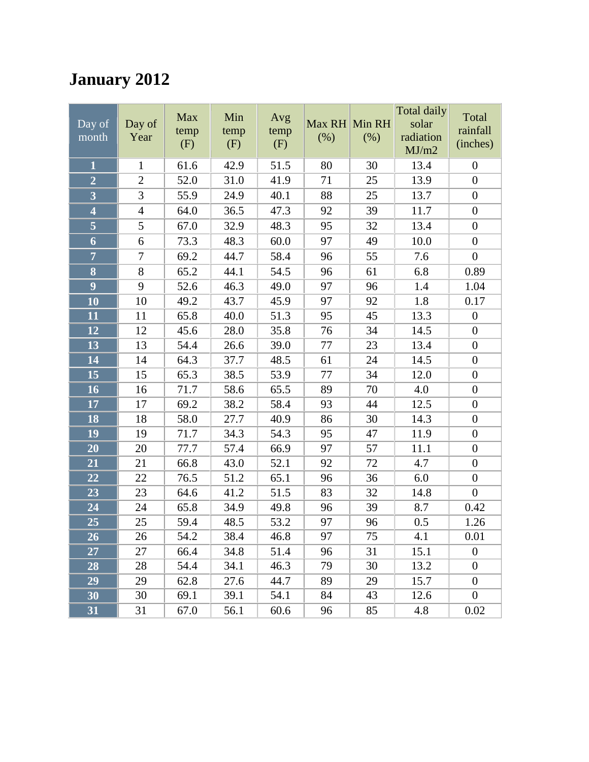# January 2012

| Day of month | Day of Year | Max temp (F) | Min temp (F) | Avg temp (F) | Max RH (%) | Min RH (%) | Total daily solar radiation MJ/m2 | Total rainfall (inches) |
|---|---|---|---|---|---|---|---|---|
| **1** | 1 | 61.6 | 42.9 | 51.5 | 80 | 30 | 13.4 | 0 |
| **2** | 2 | 52.0 | 31.0 | 41.9 | 71 | 25 | 13.9 | 0 |
| **3** | 3 | 55.9 | 24.9 | 40.1 | 88 | 25 | 13.7 | 0 |
| **4** | 4 | 64.0 | 36.5 | 47.3 | 92 | 39 | 11.7 | 0 |
| **5** | 5 | 67.0 | 32.9 | 48.3 | 95 | 32 | 13.4 | 0 |
| **6** | 6 | 73.3 | 48.3 | 60.0 | 97 | 49 | 10.0 | 0 |
| **7** | 7 | 69.2 | 44.7 | 58.4 | 96 | 55 | 7.6 | 0 |
| **8** | 8 | 65.2 | 44.1 | 54.5 | 96 | 61 | 6.8 | 0.89 |
| **9** | 9 | 52.6 | 46.3 | 49.0 | 97 | 96 | 1.4 | 1.04 |
| **10** | 10 | 49.2 | 43.7 | 45.9 | 97 | 92 | 1.8 | 0.17 |
| **11** | 11 | 65.8 | 40.0 | 51.3 | 95 | 45 | 13.3 | 0 |
| **12** | 12 | 45.6 | 28.0 | 35.8 | 76 | 34 | 14.5 | 0 |
| **13** | 13 | 54.4 | 26.6 | 39.0 | 77 | 23 | 13.4 | 0 |
| **14** | 14 | 64.3 | 37.7 | 48.5 | 61 | 24 | 14.5 | 0 |
| **15** | 15 | 65.3 | 38.5 | 53.9 | 77 | 34 | 12.0 | 0 |
| **16** | 16 | 71.7 | 58.6 | 65.5 | 89 | 70 | 4.0 | 0 |
| **17** | 17 | 69.2 | 38.2 | 58.4 | 93 | 44 | 12.5 | 0 |
| **18** | 18 | 58.0 | 27.7 | 40.9 | 86 | 30 | 14.3 | 0 |
| **19** | 19 | 71.7 | 34.3 | 54.3 | 95 | 47 | 11.9 | 0 |
| **20** | 20 | 77.7 | 57.4 | 66.9 | 97 | 57 | 11.1 | 0 |
| **21** | 21 | 66.8 | 43.0 | 52.1 | 92 | 72 | 4.7 | 0 |
| **22** | 22 | 76.5 | 51.2 | 65.1 | 96 | 36 | 6.0 | 0 |
| **23** | 23 | 64.6 | 41.2 | 51.5 | 83 | 32 | 14.8 | 0 |
| **24** | 24 | 65.8 | 34.9 | 49.8 | 96 | 39 | 8.7 | 0.42 |
| **25** | 25 | 59.4 | 48.5 | 53.2 | 97 | 96 | 0.5 | 1.26 |
| **26** | 26 | 54.2 | 38.4 | 46.8 | 97 | 75 | 4.1 | 0.01 |
| **27** | 27 | 66.4 | 34.8 | 51.4 | 96 | 31 | 15.1 | 0 |
| **28** | 28 | 54.4 | 34.1 | 46.3 | 79 | 30 | 13.2 | 0 |
| **29** | 29 | 62.8 | 27.6 | 44.7 | 89 | 29 | 15.7 | 0 |
| **30** | 30 | 69.1 | 39.1 | 54.1 | 84 | 43 | 12.6 | 0 |
| **31** | 31 | 67.0 | 56.1 | 60.6 | 96 | 85 | 4.8 | 0.02 |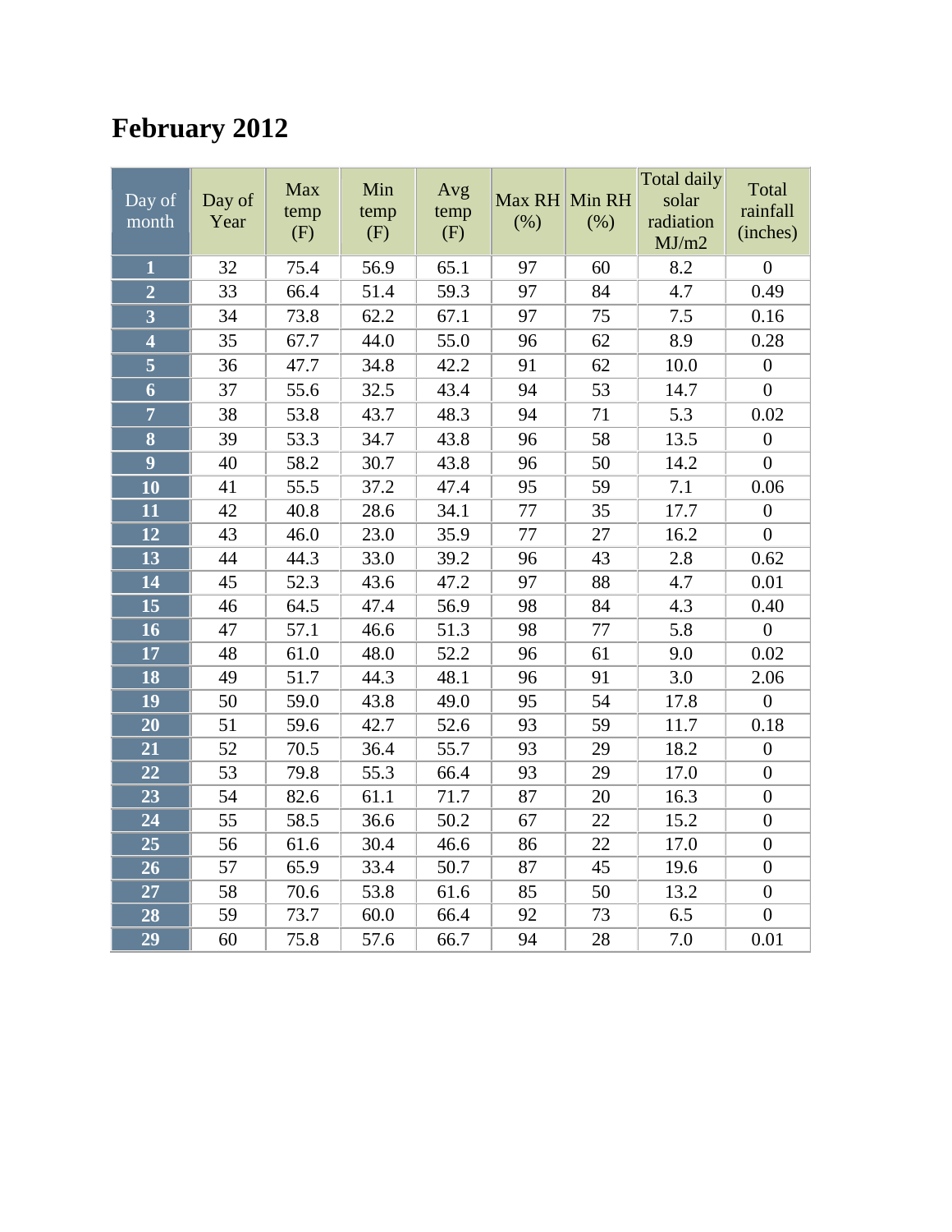# February 2012

| Day of month | Day of Year | Max temp (F) | Min temp (F) | Avg temp (F) | Max RH (%) | Min RH (%) | Total daily solar radiation MJ/m2 | Total rainfall (inches) |
|---|---|---|---|---|---|---|---|---|
| **1** | 32 | 75.4 | 56.9 | 65.1 | 97 | 60 | 8.2 | 0 |
| **2** | 33 | 66.4 | 51.4 | 59.3 | 97 | 84 | 4.7 | 0.49 |
| **3** | 34 | 73.8 | 62.2 | 67.1 | 97 | 75 | 7.5 | 0.16 |
| **4** | 35 | 67.7 | 44.0 | 55.0 | 96 | 62 | 8.9 | 0.28 |
| **5** | 36 | 47.7 | 34.8 | 42.2 | 91 | 62 | 10.0 | 0 |
| **6** | 37 | 55.6 | 32.5 | 43.4 | 94 | 53 | 14.7 | 0 |
| **7** | 38 | 53.8 | 43.7 | 48.3 | 94 | 71 | 5.3 | 0.02 |
| **8** | 39 | 53.3 | 34.7 | 43.8 | 96 | 58 | 13.5 | 0 |
| **9** | 40 | 58.2 | 30.7 | 43.8 | 96 | 50 | 14.2 | 0 |
| **10** | 41 | 55.5 | 37.2 | 47.4 | 95 | 59 | 7.1 | 0.06 |
| **11** | 42 | 40.8 | 28.6 | 34.1 | 77 | 35 | 17.7 | 0 |
| **12** | 43 | 46.0 | 23.0 | 35.9 | 77 | 27 | 16.2 | 0 |
| **13** | 44 | 44.3 | 33.0 | 39.2 | 96 | 43 | 2.8 | 0.62 |
| **14** | 45 | 52.3 | 43.6 | 47.2 | 97 | 88 | 4.7 | 0.01 |
| **15** | 46 | 64.5 | 47.4 | 56.9 | 98 | 84 | 4.3 | 0.40 |
| **16** | 47 | 57.1 | 46.6 | 51.3 | 98 | 77 | 5.8 | 0 |
| **17** | 48 | 61.0 | 48.0 | 52.2 | 96 | 61 | 9.0 | 0.02 |
| **18** | 49 | 51.7 | 44.3 | 48.1 | 96 | 91 | 3.0 | 2.06 |
| **19** | 50 | 59.0 | 43.8 | 49.0 | 95 | 54 | 17.8 | 0 |
| **20** | 51 | 59.6 | 42.7 | 52.6 | 93 | 59 | 11.7 | 0.18 |
| **21** | 52 | 70.5 | 36.4 | 55.7 | 93 | 29 | 18.2 | 0 |
| **22** | 53 | 79.8 | 55.3 | 66.4 | 93 | 29 | 17.0 | 0 |
| **23** | 54 | 82.6 | 61.1 | 71.7 | 87 | 20 | 16.3 | 0 |
| **24** | 55 | 58.5 | 36.6 | 50.2 | 67 | 22 | 15.2 | 0 |
| **25** | 56 | 61.6 | 30.4 | 46.6 | 86 | 22 | 17.0 | 0 |
| **26** | 57 | 65.9 | 33.4 | 50.7 | 87 | 45 | 19.6 | 0 |
| **27** | 58 | 70.6 | 53.8 | 61.6 | 85 | 50 | 13.2 | 0 |
| **28** | 59 | 73.7 | 60.0 | 66.4 | 92 | 73 | 6.5 | 0 |
| **29** | 60 | 75.8 | 57.6 | 66.7 | 94 | 28 | 7.0 | 0.01 |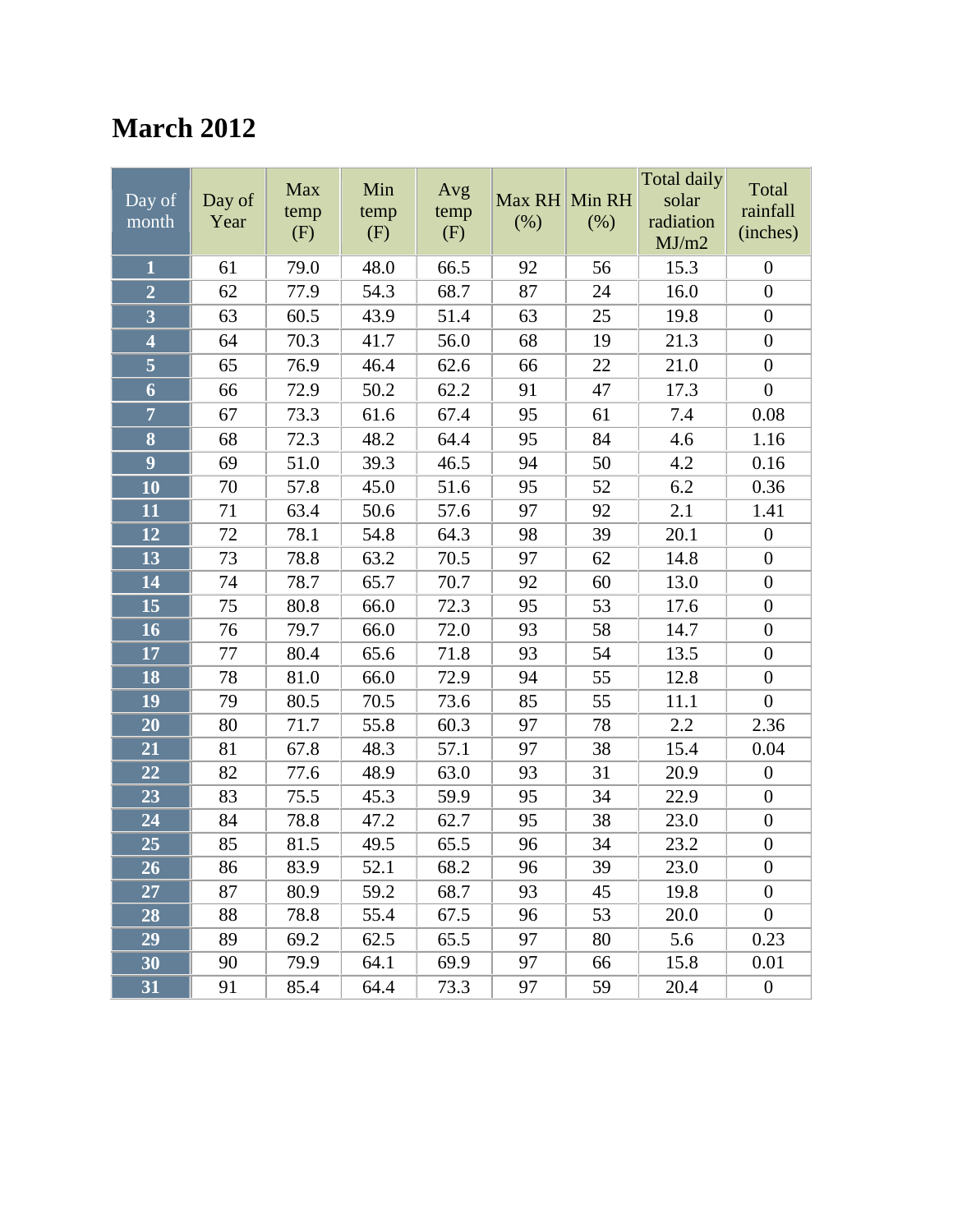# March 2012

| Day of month | Day of Year | Max temp (F) | Min temp (F) | Avg temp (F) | Max RH (%) | Min RH (%) | Total daily solar radiation MJ/m2 | Total rainfall (inches) |
|---|---|---|---|---|---|---|---|---|
| **1** | 61 | 79.0 | 48.0 | 66.5 | 92 | 56 | 15.3 | 0 |
| **2** | 62 | 77.9 | 54.3 | 68.7 | 87 | 24 | 16.0 | 0 |
| **3** | 63 | 60.5 | 43.9 | 51.4 | 63 | 25 | 19.8 | 0 |
| **4** | 64 | 70.3 | 41.7 | 56.0 | 68 | 19 | 21.3 | 0 |
| **5** | 65 | 76.9 | 46.4 | 62.6 | 66 | 22 | 21.0 | 0 |
| **6** | 66 | 72.9 | 50.2 | 62.2 | 91 | 47 | 17.3 | 0 |
| **7** | 67 | 73.3 | 61.6 | 67.4 | 95 | 61 | 7.4 | 0.08 |
| **8** | 68 | 72.3 | 48.2 | 64.4 | 95 | 84 | 4.6 | 1.16 |
| **9** | 69 | 51.0 | 39.3 | 46.5 | 94 | 50 | 4.2 | 0.16 |
| **10** | 70 | 57.8 | 45.0 | 51.6 | 95 | 52 | 6.2 | 0.36 |
| **11** | 71 | 63.4 | 50.6 | 57.6 | 97 | 92 | 2.1 | 1.41 |
| **12** | 72 | 78.1 | 54.8 | 64.3 | 98 | 39 | 20.1 | 0 |
| **13** | 73 | 78.8 | 63.2 | 70.5 | 97 | 62 | 14.8 | 0 |
| **14** | 74 | 78.7 | 65.7 | 70.7 | 92 | 60 | 13.0 | 0 |
| **15** | 75 | 80.8 | 66.0 | 72.3 | 95 | 53 | 17.6 | 0 |
| **16** | 76 | 79.7 | 66.0 | 72.0 | 93 | 58 | 14.7 | 0 |
| **17** | 77 | 80.4 | 65.6 | 71.8 | 93 | 54 | 13.5 | 0 |
| **18** | 78 | 81.0 | 66.0 | 72.9 | 94 | 55 | 12.8 | 0 |
| **19** | 79 | 80.5 | 70.5 | 73.6 | 85 | 55 | 11.1 | 0 |
| **20** | 80 | 71.7 | 55.8 | 60.3 | 97 | 78 | 2.2 | 2.36 |
| **21** | 81 | 67.8 | 48.3 | 57.1 | 97 | 38 | 15.4 | 0.04 |
| **22** | 82 | 77.6 | 48.9 | 63.0 | 93 | 31 | 20.9 | 0 |
| **23** | 83 | 75.5 | 45.3 | 59.9 | 95 | 34 | 22.9 | 0 |
| **24** | 84 | 78.8 | 47.2 | 62.7 | 95 | 38 | 23.0 | 0 |
| **25** | 85 | 81.5 | 49.5 | 65.5 | 96 | 34 | 23.2 | 0 |
| **26** | 86 | 83.9 | 52.1 | 68.2 | 96 | 39 | 23.0 | 0 |
| **27** | 87 | 80.9 | 59.2 | 68.7 | 93 | 45 | 19.8 | 0 |
| **28** | 88 | 78.8 | 55.4 | 67.5 | 96 | 53 | 20.0 | 0 |
| **29** | 89 | 69.2 | 62.5 | 65.5 | 97 | 80 | 5.6 | 0.23 |
| **30** | 90 | 79.9 | 64.1 | 69.9 | 97 | 66 | 15.8 | 0.01 |
| **31** | 91 | 85.4 | 64.4 | 73.3 | 97 | 59 | 20.4 | 0 |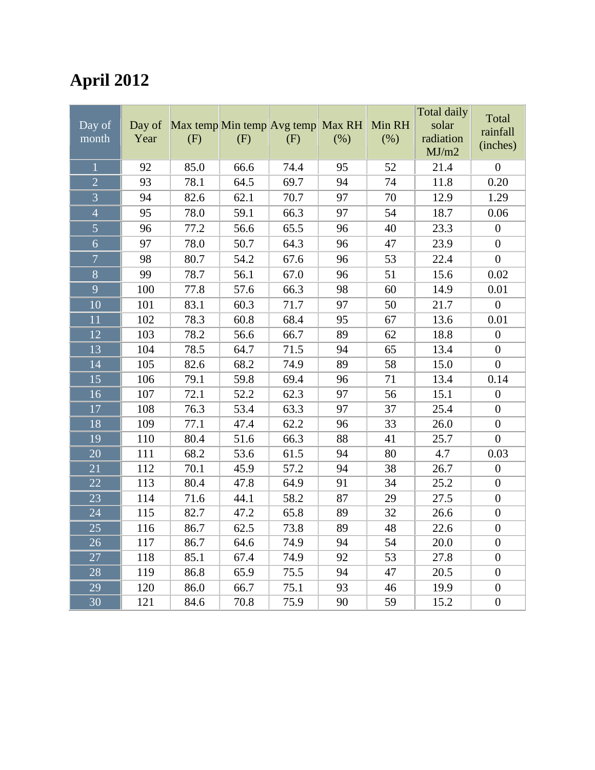# April 2012

| Day of month | Day of Year | Max temp (F) | Min temp (F) | Avg temp (F) | Max RH (%) | Min RH (%) | Total daily solar radiation MJ/m2 | Total rainfall (inches) |
|---|---|---|---|---|---|---|---|---|
| 1 | 92 | 85.0 | 66.6 | 74.4 | 95 | 52 | 21.4 | 0 |
| 2 | 93 | 78.1 | 64.5 | 69.7 | 94 | 74 | 11.8 | 0.20 |
| 3 | 94 | 82.6 | 62.1 | 70.7 | 97 | 70 | 12.9 | 1.29 |
| 4 | 95 | 78.0 | 59.1 | 66.3 | 97 | 54 | 18.7 | 0.06 |
| 5 | 96 | 77.2 | 56.6 | 65.5 | 96 | 40 | 23.3 | 0 |
| 6 | 97 | 78.0 | 50.7 | 64.3 | 96 | 47 | 23.9 | 0 |
| 7 | 98 | 80.7 | 54.2 | 67.6 | 96 | 53 | 22.4 | 0 |
| 8 | 99 | 78.7 | 56.1 | 67.0 | 96 | 51 | 15.6 | 0.02 |
| 9 | 100 | 77.8 | 57.6 | 66.3 | 98 | 60 | 14.9 | 0.01 |
| 10 | 101 | 83.1 | 60.3 | 71.7 | 97 | 50 | 21.7 | 0 |
| 11 | 102 | 78.3 | 60.8 | 68.4 | 95 | 67 | 13.6 | 0.01 |
| 12 | 103 | 78.2 | 56.6 | 66.7 | 89 | 62 | 18.8 | 0 |
| 13 | 104 | 78.5 | 64.7 | 71.5 | 94 | 65 | 13.4 | 0 |
| 14 | 105 | 82.6 | 68.2 | 74.9 | 89 | 58 | 15.0 | 0 |
| 15 | 106 | 79.1 | 59.8 | 69.4 | 96 | 71 | 13.4 | 0.14 |
| 16 | 107 | 72.1 | 52.2 | 62.3 | 97 | 56 | 15.1 | 0 |
| 17 | 108 | 76.3 | 53.4 | 63.3 | 97 | 37 | 25.4 | 0 |
| 18 | 109 | 77.1 | 47.4 | 62.2 | 96 | 33 | 26.0 | 0 |
| 19 | 110 | 80.4 | 51.6 | 66.3 | 88 | 41 | 25.7 | 0 |
| 20 | 111 | 68.2 | 53.6 | 61.5 | 94 | 80 | 4.7 | 0.03 |
| 21 | 112 | 70.1 | 45.9 | 57.2 | 94 | 38 | 26.7 | 0 |
| 22 | 113 | 80.4 | 47.8 | 64.9 | 91 | 34 | 25.2 | 0 |
| 23 | 114 | 71.6 | 44.1 | 58.2 | 87 | 29 | 27.5 | 0 |
| 24 | 115 | 82.7 | 47.2 | 65.8 | 89 | 32 | 26.6 | 0 |
| 25 | 116 | 86.7 | 62.5 | 73.8 | 89 | 48 | 22.6 | 0 |
| 26 | 117 | 86.7 | 64.6 | 74.9 | 94 | 54 | 20.0 | 0 |
| 27 | 118 | 85.1 | 67.4 | 74.9 | 92 | 53 | 27.8 | 0 |
| 28 | 119 | 86.8 | 65.9 | 75.5 | 94 | 47 | 20.5 | 0 |
| 29 | 120 | 86.0 | 66.7 | 75.1 | 93 | 46 | 19.9 | 0 |
| 30 | 121 | 84.6 | 70.8 | 75.9 | 90 | 59 | 15.2 | 0 |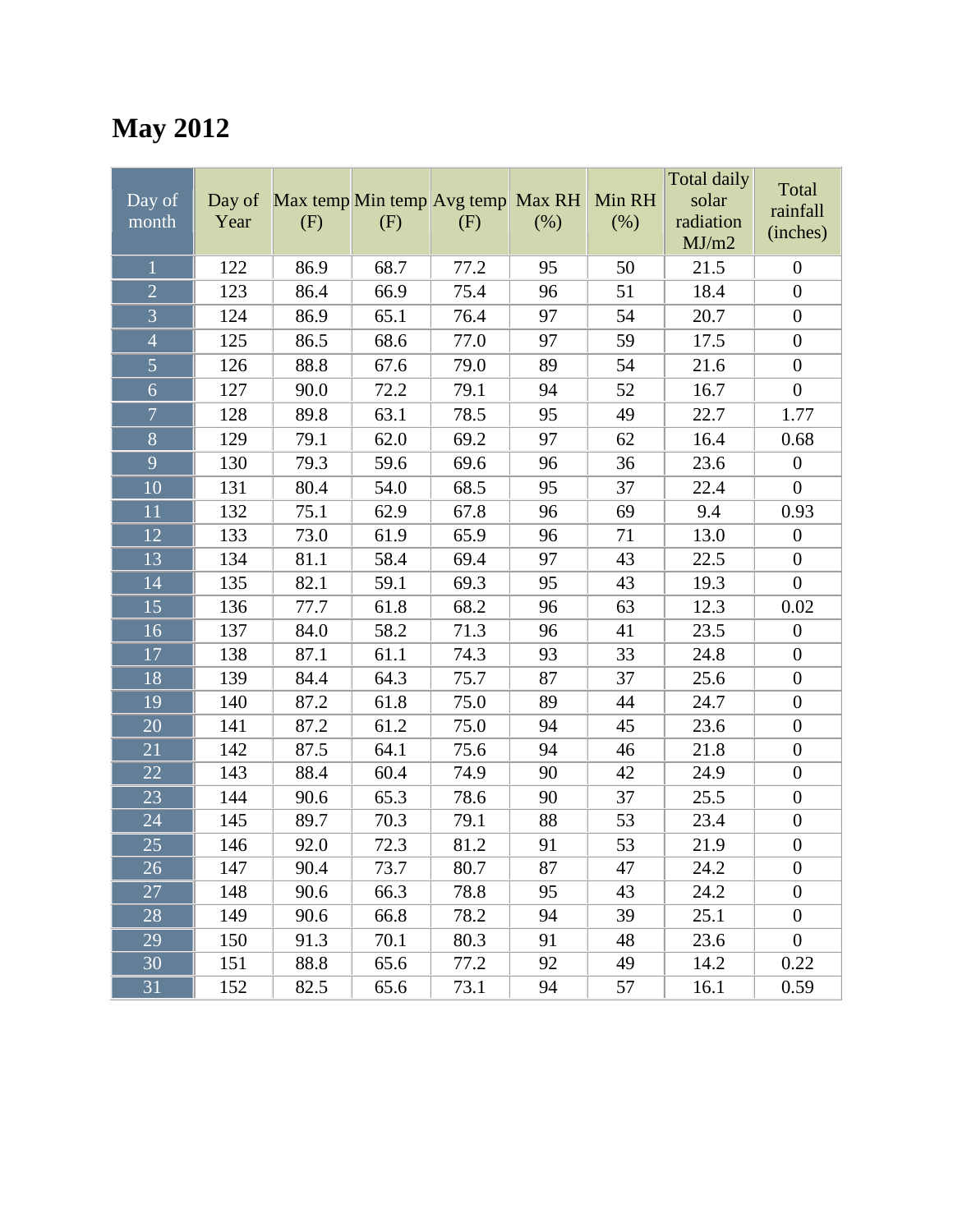# May 2012

| Day of month | Day of Year | Max temp (F) | Min temp (F) | Avg temp (F) | Max RH (%) | Min RH (%) | Total daily solar radiation MJ/m2 | Total rainfall (inches) |
|---|---|---|---|---|---|---|---|---|
| 1 | 122 | 86.9 | 68.7 | 77.2 | 95 | 50 | 21.5 | 0 |
| 2 | 123 | 86.4 | 66.9 | 75.4 | 96 | 51 | 18.4 | 0 |
| 3 | 124 | 86.9 | 65.1 | 76.4 | 97 | 54 | 20.7 | 0 |
| 4 | 125 | 86.5 | 68.6 | 77.0 | 97 | 59 | 17.5 | 0 |
| 5 | 126 | 88.8 | 67.6 | 79.0 | 89 | 54 | 21.6 | 0 |
| 6 | 127 | 90.0 | 72.2 | 79.1 | 94 | 52 | 16.7 | 0 |
| 7 | 128 | 89.8 | 63.1 | 78.5 | 95 | 49 | 22.7 | 1.77 |
| 8 | 129 | 79.1 | 62.0 | 69.2 | 97 | 62 | 16.4 | 0.68 |
| 9 | 130 | 79.3 | 59.6 | 69.6 | 96 | 36 | 23.6 | 0 |
| 10 | 131 | 80.4 | 54.0 | 68.5 | 95 | 37 | 22.4 | 0 |
| 11 | 132 | 75.1 | 62.9 | 67.8 | 96 | 69 | 9.4 | 0.93 |
| 12 | 133 | 73.0 | 61.9 | 65.9 | 96 | 71 | 13.0 | 0 |
| 13 | 134 | 81.1 | 58.4 | 69.4 | 97 | 43 | 22.5 | 0 |
| 14 | 135 | 82.1 | 59.1 | 69.3 | 95 | 43 | 19.3 | 0 |
| 15 | 136 | 77.7 | 61.8 | 68.2 | 96 | 63 | 12.3 | 0.02 |
| 16 | 137 | 84.0 | 58.2 | 71.3 | 96 | 41 | 23.5 | 0 |
| 17 | 138 | 87.1 | 61.1 | 74.3 | 93 | 33 | 24.8 | 0 |
| 18 | 139 | 84.4 | 64.3 | 75.7 | 87 | 37 | 25.6 | 0 |
| 19 | 140 | 87.2 | 61.8 | 75.0 | 89 | 44 | 24.7 | 0 |
| 20 | 141 | 87.2 | 61.2 | 75.0 | 94 | 45 | 23.6 | 0 |
| 21 | 142 | 87.5 | 64.1 | 75.6 | 94 | 46 | 21.8 | 0 |
| 22 | 143 | 88.4 | 60.4 | 74.9 | 90 | 42 | 24.9 | 0 |
| 23 | 144 | 90.6 | 65.3 | 78.6 | 90 | 37 | 25.5 | 0 |
| 24 | 145 | 89.7 | 70.3 | 79.1 | 88 | 53 | 23.4 | 0 |
| 25 | 146 | 92.0 | 72.3 | 81.2 | 91 | 53 | 21.9 | 0 |
| 26 | 147 | 90.4 | 73.7 | 80.7 | 87 | 47 | 24.2 | 0 |
| 27 | 148 | 90.6 | 66.3 | 78.8 | 95 | 43 | 24.2 | 0 |
| 28 | 149 | 90.6 | 66.8 | 78.2 | 94 | 39 | 25.1 | 0 |
| 29 | 150 | 91.3 | 70.1 | 80.3 | 91 | 48 | 23.6 | 0 |
| 30 | 151 | 88.8 | 65.6 | 77.2 | 92 | 49 | 14.2 | 0.22 |
| 31 | 152 | 82.5 | 65.6 | 73.1 | 94 | 57 | 16.1 | 0.59 |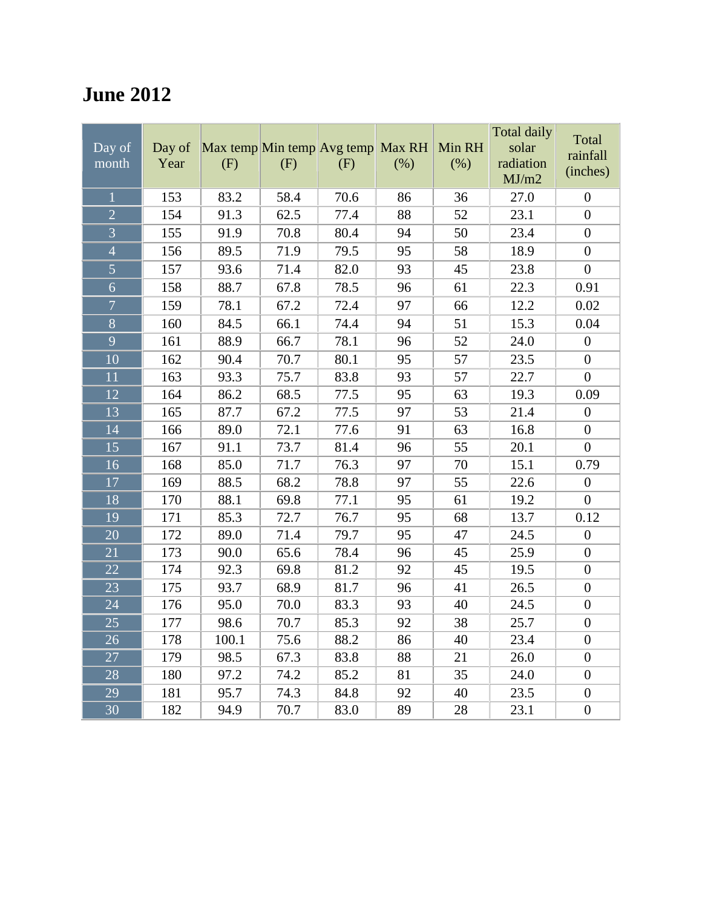## June 2012

| Day of month | Day of Year | Max temp (F) | Min temp (F) | Avg temp (F) | Max RH (%) | Min RH (%) | Total daily solar radiation MJ/m2 | Total rainfall (inches) |
|---|---|---|---|---|---|---|---|---|
| 1 | 153 | 83.2 | 58.4 | 70.6 | 86 | 36 | 27.0 | 0 |
| 2 | 154 | 91.3 | 62.5 | 77.4 | 88 | 52 | 23.1 | 0 |
| 3 | 155 | 91.9 | 70.8 | 80.4 | 94 | 50 | 23.4 | 0 |
| 4 | 156 | 89.5 | 71.9 | 79.5 | 95 | 58 | 18.9 | 0 |
| 5 | 157 | 93.6 | 71.4 | 82.0 | 93 | 45 | 23.8 | 0 |
| 6 | 158 | 88.7 | 67.8 | 78.5 | 96 | 61 | 22.3 | 0.91 |
| 7 | 159 | 78.1 | 67.2 | 72.4 | 97 | 66 | 12.2 | 0.02 |
| 8 | 160 | 84.5 | 66.1 | 74.4 | 94 | 51 | 15.3 | 0.04 |
| 9 | 161 | 88.9 | 66.7 | 78.1 | 96 | 52 | 24.0 | 0 |
| 10 | 162 | 90.4 | 70.7 | 80.1 | 95 | 57 | 23.5 | 0 |
| 11 | 163 | 93.3 | 75.7 | 83.8 | 93 | 57 | 22.7 | 0 |
| 12 | 164 | 86.2 | 68.5 | 77.5 | 95 | 63 | 19.3 | 0.09 |
| 13 | 165 | 87.7 | 67.2 | 77.5 | 97 | 53 | 21.4 | 0 |
| 14 | 166 | 89.0 | 72.1 | 77.6 | 91 | 63 | 16.8 | 0 |
| 15 | 167 | 91.1 | 73.7 | 81.4 | 96 | 55 | 20.1 | 0 |
| 16 | 168 | 85.0 | 71.7 | 76.3 | 97 | 70 | 15.1 | 0.79 |
| 17 | 169 | 88.5 | 68.2 | 78.8 | 97 | 55 | 22.6 | 0 |
| 18 | 170 | 88.1 | 69.8 | 77.1 | 95 | 61 | 19.2 | 0 |
| 19 | 171 | 85.3 | 72.7 | 76.7 | 95 | 68 | 13.7 | 0.12 |
| 20 | 172 | 89.0 | 71.4 | 79.7 | 95 | 47 | 24.5 | 0 |
| 21 | 173 | 90.0 | 65.6 | 78.4 | 96 | 45 | 25.9 | 0 |
| 22 | 174 | 92.3 | 69.8 | 81.2 | 92 | 45 | 19.5 | 0 |
| 23 | 175 | 93.7 | 68.9 | 81.7 | 96 | 41 | 26.5 | 0 |
| 24 | 176 | 95.0 | 70.0 | 83.3 | 93 | 40 | 24.5 | 0 |
| 25 | 177 | 98.6 | 70.7 | 85.3 | 92 | 38 | 25.7 | 0 |
| 26 | 178 | 100.1 | 75.6 | 88.2 | 86 | 40 | 23.4 | 0 |
| 27 | 179 | 98.5 | 67.3 | 83.8 | 88 | 21 | 26.0 | 0 |
| 28 | 180 | 97.2 | 74.2 | 85.2 | 81 | 35 | 24.0 | 0 |
| 29 | 181 | 95.7 | 74.3 | 84.8 | 92 | 40 | 23.5 | 0 |
| 30 | 182 | 94.9 | 70.7 | 83.0 | 89 | 28 | 23.1 | 0 |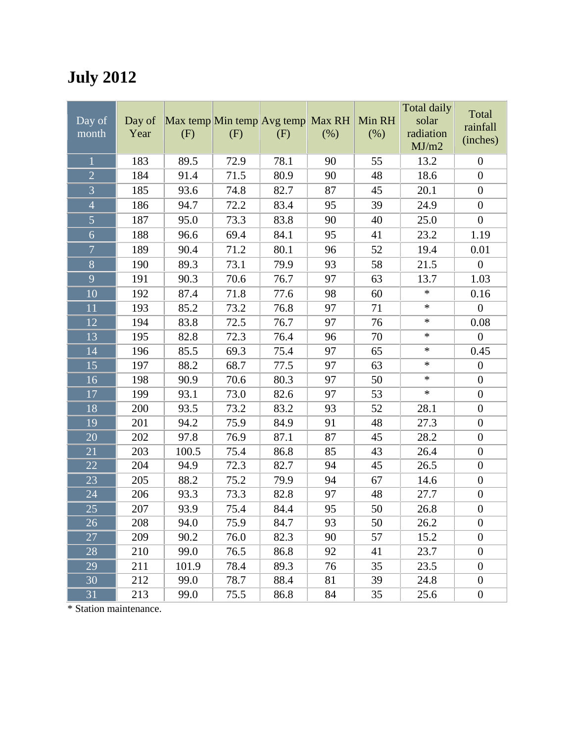## July 2012

| Day of month | Day of Year | Max temp (F) | Min temp (F) | Avg temp (F) | Max RH (%) | Min RH (%) | Total daily solar radiation MJ/m2 | Total rainfall (inches) |
|---|---|---|---|---|---|---|---|---|
| 1 | 183 | 89.5 | 72.9 | 78.1 | 90 | 55 | 13.2 | 0 |
| 2 | 184 | 91.4 | 71.5 | 80.9 | 90 | 48 | 18.6 | 0 |
| 3 | 185 | 93.6 | 74.8 | 82.7 | 87 | 45 | 20.1 | 0 |
| 4 | 186 | 94.7 | 72.2 | 83.4 | 95 | 39 | 24.9 | 0 |
| 5 | 187 | 95.0 | 73.3 | 83.8 | 90 | 40 | 25.0 | 0 |
| 6 | 188 | 96.6 | 69.4 | 84.1 | 95 | 41 | 23.2 | 1.19 |
| 7 | 189 | 90.4 | 71.2 | 80.1 | 96 | 52 | 19.4 | 0.01 |
| 8 | 190 | 89.3 | 73.1 | 79.9 | 93 | 58 | 21.5 | 0 |
| 9 | 191 | 90.3 | 70.6 | 76.7 | 97 | 63 | 13.7 | 1.03 |
| 10 | 192 | 87.4 | 71.8 | 77.6 | 98 | 60 | * | 0.16 |
| 11 | 193 | 85.2 | 73.2 | 76.8 | 97 | 71 | * | 0 |
| 12 | 194 | 83.8 | 72.5 | 76.7 | 97 | 76 | * | 0.08 |
| 13 | 195 | 82.8 | 72.3 | 76.4 | 96 | 70 | * | 0 |
| 14 | 196 | 85.5 | 69.3 | 75.4 | 97 | 65 | * | 0.45 |
| 15 | 197 | 88.2 | 68.7 | 77.5 | 97 | 63 | * | 0 |
| 16 | 198 | 90.9 | 70.6 | 80.3 | 97 | 50 | * | 0 |
| 17 | 199 | 93.1 | 73.0 | 82.6 | 97 | 53 | * | 0 |
| 18 | 200 | 93.5 | 73.2 | 83.2 | 93 | 52 | 28.1 | 0 |
| 19 | 201 | 94.2 | 75.9 | 84.9 | 91 | 48 | 27.3 | 0 |
| 20 | 202 | 97.8 | 76.9 | 87.1 | 87 | 45 | 28.2 | 0 |
| 21 | 203 | 100.5 | 75.4 | 86.8 | 85 | 43 | 26.4 | 0 |
| 22 | 204 | 94.9 | 72.3 | 82.7 | 94 | 45 | 26.5 | 0 |
| 23 | 205 | 88.2 | 75.2 | 79.9 | 94 | 67 | 14.6 | 0 |
| 24 | 206 | 93.3 | 73.3 | 82.8 | 97 | 48 | 27.7 | 0 |
| 25 | 207 | 93.9 | 75.4 | 84.4 | 95 | 50 | 26.8 | 0 |
| 26 | 208 | 94.0 | 75.9 | 84.7 | 93 | 50 | 26.2 | 0 |
| 27 | 209 | 90.2 | 76.0 | 82.3 | 90 | 57 | 15.2 | 0 |
| 28 | 210 | 99.0 | 76.5 | 86.8 | 92 | 41 | 23.7 | 0 |
| 29 | 211 | 101.9 | 78.4 | 89.3 | 76 | 35 | 23.5 | 0 |
| 30 | 212 | 99.0 | 78.7 | 88.4 | 81 | 39 | 24.8 | 0 |
| 31 | 213 | 99.0 | 75.5 | 86.8 | 84 | 35 | 25.6 | 0 |

* Station maintenance.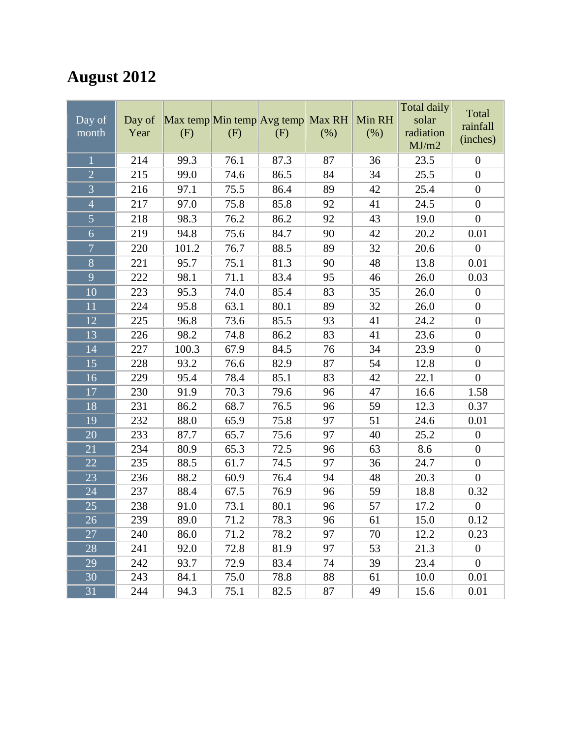# August 2012

| Day of month | Day of Year | Max temp (F) | Min temp (F) | Avg temp (F) | Max RH (%) | Min RH (%) | Total daily solar radiation MJ/m2 | Total rainfall (inches) |
|---|---|---|---|---|---|---|---|---|
| 1 | 214 | 99.3 | 76.1 | 87.3 | 87 | 36 | 23.5 | 0 |
| 2 | 215 | 99.0 | 74.6 | 86.5 | 84 | 34 | 25.5 | 0 |
| 3 | 216 | 97.1 | 75.5 | 86.4 | 89 | 42 | 25.4 | 0 |
| 4 | 217 | 97.0 | 75.8 | 85.8 | 92 | 41 | 24.5 | 0 |
| 5 | 218 | 98.3 | 76.2 | 86.2 | 92 | 43 | 19.0 | 0 |
| 6 | 219 | 94.8 | 75.6 | 84.7 | 90 | 42 | 20.2 | 0.01 |
| 7 | 220 | 101.2 | 76.7 | 88.5 | 89 | 32 | 20.6 | 0 |
| 8 | 221 | 95.7 | 75.1 | 81.3 | 90 | 48 | 13.8 | 0.01 |
| 9 | 222 | 98.1 | 71.1 | 83.4 | 95 | 46 | 26.0 | 0.03 |
| 10 | 223 | 95.3 | 74.0 | 85.4 | 83 | 35 | 26.0 | 0 |
| 11 | 224 | 95.8 | 63.1 | 80.1 | 89 | 32 | 26.0 | 0 |
| 12 | 225 | 96.8 | 73.6 | 85.5 | 93 | 41 | 24.2 | 0 |
| 13 | 226 | 98.2 | 74.8 | 86.2 | 83 | 41 | 23.6 | 0 |
| 14 | 227 | 100.3 | 67.9 | 84.5 | 76 | 34 | 23.9 | 0 |
| 15 | 228 | 93.2 | 76.6 | 82.9 | 87 | 54 | 12.8 | 0 |
| 16 | 229 | 95.4 | 78.4 | 85.1 | 83 | 42 | 22.1 | 0 |
| 17 | 230 | 91.9 | 70.3 | 79.6 | 96 | 47 | 16.6 | 1.58 |
| 18 | 231 | 86.2 | 68.7 | 76.5 | 96 | 59 | 12.3 | 0.37 |
| 19 | 232 | 88.0 | 65.9 | 75.8 | 97 | 51 | 24.6 | 0.01 |
| 20 | 233 | 87.7 | 65.7 | 75.6 | 97 | 40 | 25.2 | 0 |
| 21 | 234 | 80.9 | 65.3 | 72.5 | 96 | 63 | 8.6 | 0 |
| 22 | 235 | 88.5 | 61.7 | 74.5 | 97 | 36 | 24.7 | 0 |
| 23 | 236 | 88.2 | 60.9 | 76.4 | 94 | 48 | 20.3 | 0 |
| 24 | 237 | 88.4 | 67.5 | 76.9 | 96 | 59 | 18.8 | 0.32 |
| 25 | 238 | 91.0 | 73.1 | 80.1 | 96 | 57 | 17.2 | 0 |
| 26 | 239 | 89.0 | 71.2 | 78.3 | 96 | 61 | 15.0 | 0.12 |
| 27 | 240 | 86.0 | 71.2 | 78.2 | 97 | 70 | 12.2 | 0.23 |
| 28 | 241 | 92.0 | 72.8 | 81.9 | 97 | 53 | 21.3 | 0 |
| 29 | 242 | 93.7 | 72.9 | 83.4 | 74 | 39 | 23.4 | 0 |
| 30 | 243 | 84.1 | 75.0 | 78.8 | 88 | 61 | 10.0 | 0.01 |
| 31 | 244 | 94.3 | 75.1 | 82.5 | 87 | 49 | 15.6 | 0.01 |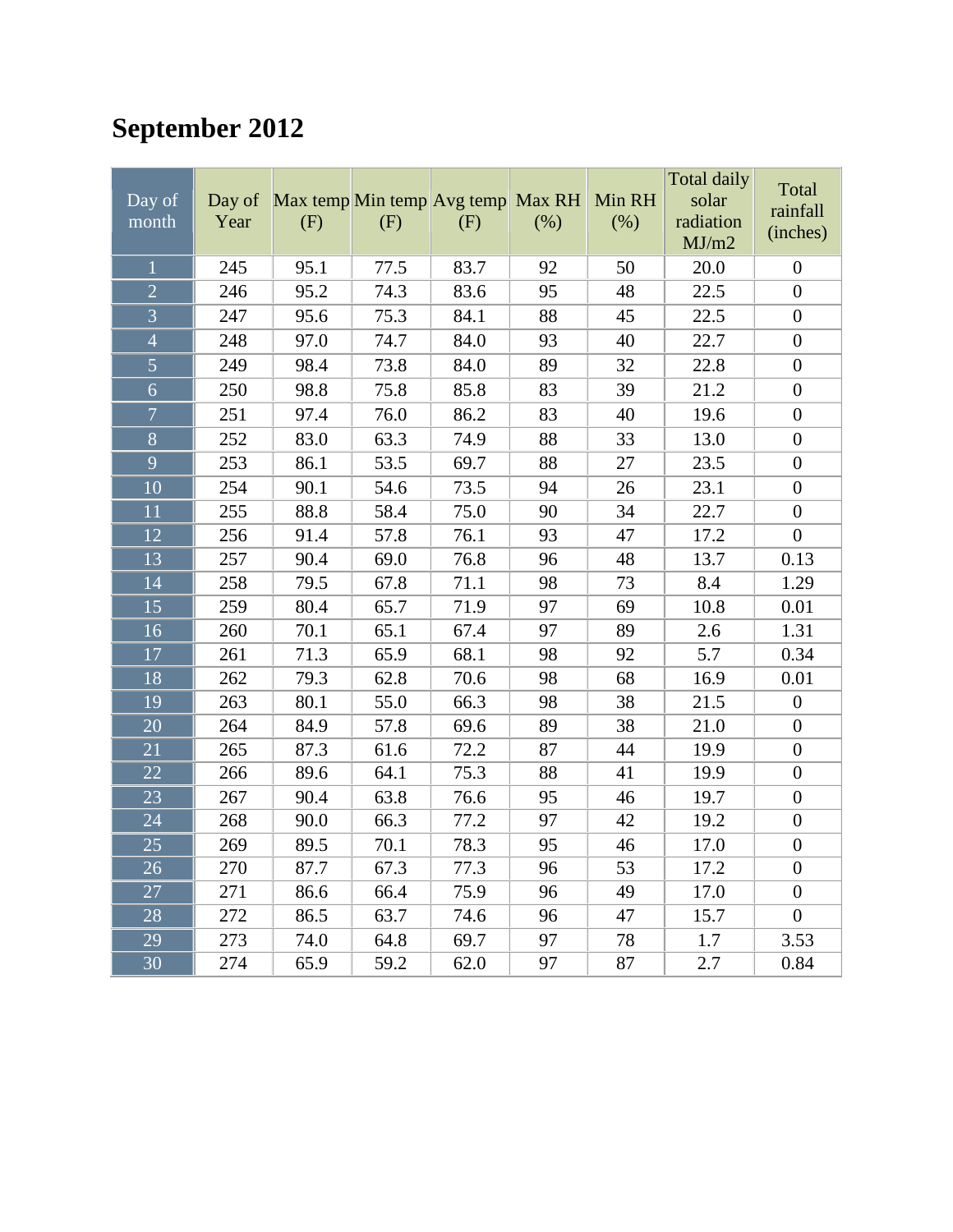## September 2012

| Day of month | Day of Year | Max temp (F) | Min temp (F) | Avg temp (F) | Max RH (%) | Min RH (%) | Total daily solar radiation MJ/m2 | Total rainfall (inches) |
|---|---|---|---|---|---|---|---|---|
| 1 | 245 | 95.1 | 77.5 | 83.7 | 92 | 50 | 20.0 | 0 |
| 2 | 246 | 95.2 | 74.3 | 83.6 | 95 | 48 | 22.5 | 0 |
| 3 | 247 | 95.6 | 75.3 | 84.1 | 88 | 45 | 22.5 | 0 |
| 4 | 248 | 97.0 | 74.7 | 84.0 | 93 | 40 | 22.7 | 0 |
| 5 | 249 | 98.4 | 73.8 | 84.0 | 89 | 32 | 22.8 | 0 |
| 6 | 250 | 98.8 | 75.8 | 85.8 | 83 | 39 | 21.2 | 0 |
| 7 | 251 | 97.4 | 76.0 | 86.2 | 83 | 40 | 19.6 | 0 |
| 8 | 252 | 83.0 | 63.3 | 74.9 | 88 | 33 | 13.0 | 0 |
| 9 | 253 | 86.1 | 53.5 | 69.7 | 88 | 27 | 23.5 | 0 |
| 10 | 254 | 90.1 | 54.6 | 73.5 | 94 | 26 | 23.1 | 0 |
| 11 | 255 | 88.8 | 58.4 | 75.0 | 90 | 34 | 22.7 | 0 |
| 12 | 256 | 91.4 | 57.8 | 76.1 | 93 | 47 | 17.2 | 0 |
| 13 | 257 | 90.4 | 69.0 | 76.8 | 96 | 48 | 13.7 | 0.13 |
| 14 | 258 | 79.5 | 67.8 | 71.1 | 98 | 73 | 8.4 | 1.29 |
| 15 | 259 | 80.4 | 65.7 | 71.9 | 97 | 69 | 10.8 | 0.01 |
| 16 | 260 | 70.1 | 65.1 | 67.4 | 97 | 89 | 2.6 | 1.31 |
| 17 | 261 | 71.3 | 65.9 | 68.1 | 98 | 92 | 5.7 | 0.34 |
| 18 | 262 | 79.3 | 62.8 | 70.6 | 98 | 68 | 16.9 | 0.01 |
| 19 | 263 | 80.1 | 55.0 | 66.3 | 98 | 38 | 21.5 | 0 |
| 20 | 264 | 84.9 | 57.8 | 69.6 | 89 | 38 | 21.0 | 0 |
| 21 | 265 | 87.3 | 61.6 | 72.2 | 87 | 44 | 19.9 | 0 |
| 22 | 266 | 89.6 | 64.1 | 75.3 | 88 | 41 | 19.9 | 0 |
| 23 | 267 | 90.4 | 63.8 | 76.6 | 95 | 46 | 19.7 | 0 |
| 24 | 268 | 90.0 | 66.3 | 77.2 | 97 | 42 | 19.2 | 0 |
| 25 | 269 | 89.5 | 70.1 | 78.3 | 95 | 46 | 17.0 | 0 |
| 26 | 270 | 87.7 | 67.3 | 77.3 | 96 | 53 | 17.2 | 0 |
| 27 | 271 | 86.6 | 66.4 | 75.9 | 96 | 49 | 17.0 | 0 |
| 28 | 272 | 86.5 | 63.7 | 74.6 | 96 | 47 | 15.7 | 0 |
| 29 | 273 | 74.0 | 64.8 | 69.7 | 97 | 78 | 1.7 | 3.53 |
| 30 | 274 | 65.9 | 59.2 | 62.0 | 97 | 87 | 2.7 | 0.84 |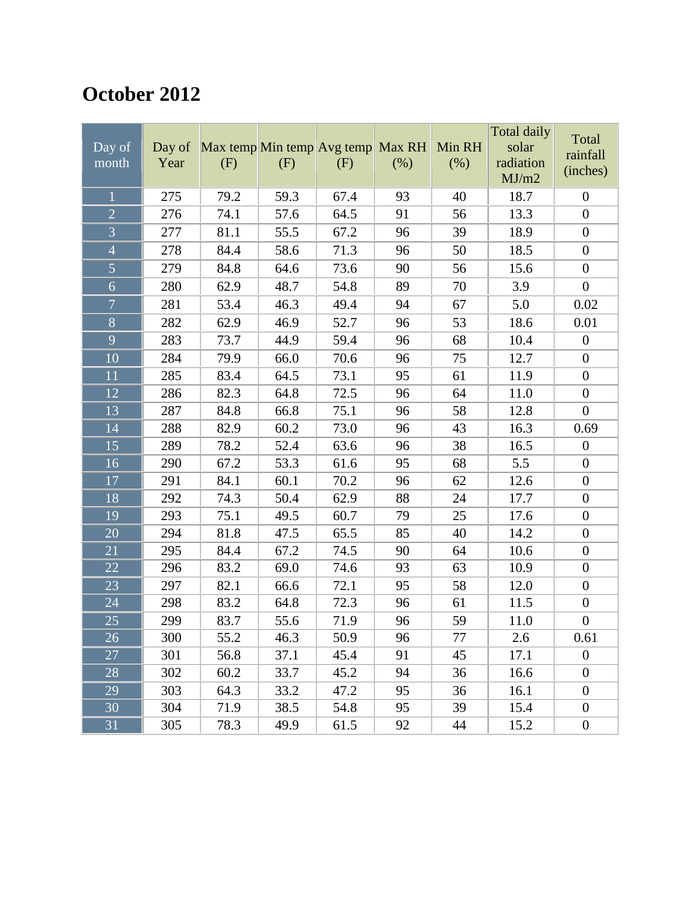# October 2012

| Day of month | Day of Year | Max temp (F) | Min temp (F) | Avg temp (F) | Max RH (%) | Min RH (%) | Total daily solar radiation MJ/m2 | Total rainfall (inches) |
|---|---|---|---|---|---|---|---|---|
| 1 | 275 | 79.2 | 59.3 | 67.4 | 93 | 40 | 18.7 | 0 |
| 2 | 276 | 74.1 | 57.6 | 64.5 | 91 | 56 | 13.3 | 0 |
| 3 | 277 | 81.1 | 55.5 | 67.2 | 96 | 39 | 18.9 | 0 |
| 4 | 278 | 84.4 | 58.6 | 71.3 | 96 | 50 | 18.5 | 0 |
| 5 | 279 | 84.8 | 64.6 | 73.6 | 90 | 56 | 15.6 | 0 |
| 6 | 280 | 62.9 | 48.7 | 54.8 | 89 | 70 | 3.9 | 0 |
| 7 | 281 | 53.4 | 46.3 | 49.4 | 94 | 67 | 5.0 | 0.02 |
| 8 | 282 | 62.9 | 46.9 | 52.7 | 96 | 53 | 18.6 | 0.01 |
| 9 | 283 | 73.7 | 44.9 | 59.4 | 96 | 68 | 10.4 | 0 |
| 10 | 284 | 79.9 | 66.0 | 70.6 | 96 | 75 | 12.7 | 0 |
| 11 | 285 | 83.4 | 64.5 | 73.1 | 95 | 61 | 11.9 | 0 |
| 12 | 286 | 82.3 | 64.8 | 72.5 | 96 | 64 | 11.0 | 0 |
| 13 | 287 | 84.8 | 66.8 | 75.1 | 96 | 58 | 12.8 | 0 |
| 14 | 288 | 82.9 | 60.2 | 73.0 | 96 | 43 | 16.3 | 0.69 |
| 15 | 289 | 78.2 | 52.4 | 63.6 | 96 | 38 | 16.5 | 0 |
| 16 | 290 | 67.2 | 53.3 | 61.6 | 95 | 68 | 5.5 | 0 |
| 17 | 291 | 84.1 | 60.1 | 70.2 | 96 | 62 | 12.6 | 0 |
| 18 | 292 | 74.3 | 50.4 | 62.9 | 88 | 24 | 17.7 | 0 |
| 19 | 293 | 75.1 | 49.5 | 60.7 | 79 | 25 | 17.6 | 0 |
| 20 | 294 | 81.8 | 47.5 | 65.5 | 85 | 40 | 14.2 | 0 |
| 21 | 295 | 84.4 | 67.2 | 74.5 | 90 | 64 | 10.6 | 0 |
| 22 | 296 | 83.2 | 69.0 | 74.6 | 93 | 63 | 10.9 | 0 |
| 23 | 297 | 82.1 | 66.6 | 72.1 | 95 | 58 | 12.0 | 0 |
| 24 | 298 | 83.2 | 64.8 | 72.3 | 96 | 61 | 11.5 | 0 |
| 25 | 299 | 83.7 | 55.6 | 71.9 | 96 | 59 | 11.0 | 0 |
| 26 | 300 | 55.2 | 46.3 | 50.9 | 96 | 77 | 2.6 | 0.61 |
| 27 | 301 | 56.8 | 37.1 | 45.4 | 91 | 45 | 17.1 | 0 |
| 28 | 302 | 60.2 | 33.7 | 45.2 | 94 | 36 | 16.6 | 0 |
| 29 | 303 | 64.3 | 33.2 | 47.2 | 95 | 36 | 16.1 | 0 |
| 30 | 304 | 71.9 | 38.5 | 54.8 | 95 | 39 | 15.4 | 0 |
| 31 | 305 | 78.3 | 49.9 | 61.5 | 92 | 44 | 15.2 | 0 |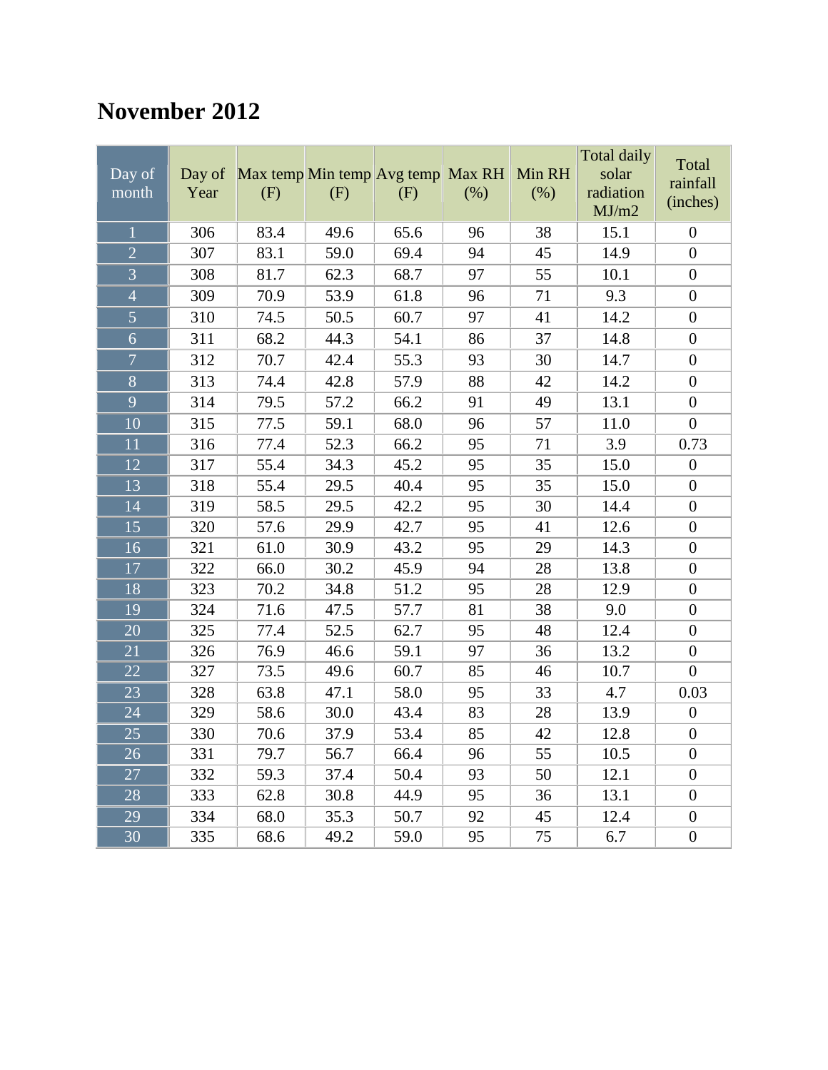# November 2012

| Day of month | Day of Year | Max temp (F) | Min temp (F) | Avg temp (F) | Max RH (%) | Min RH (%) | Total daily solar radiation MJ/m2 | Total rainfall (inches) |
|---|---|---|---|---|---|---|---|---|
| 1 | 306 | 83.4 | 49.6 | 65.6 | 96 | 38 | 15.1 | 0 |
| 2 | 307 | 83.1 | 59.0 | 69.4 | 94 | 45 | 14.9 | 0 |
| 3 | 308 | 81.7 | 62.3 | 68.7 | 97 | 55 | 10.1 | 0 |
| 4 | 309 | 70.9 | 53.9 | 61.8 | 96 | 71 | 9.3 | 0 |
| 5 | 310 | 74.5 | 50.5 | 60.7 | 97 | 41 | 14.2 | 0 |
| 6 | 311 | 68.2 | 44.3 | 54.1 | 86 | 37 | 14.8 | 0 |
| 7 | 312 | 70.7 | 42.4 | 55.3 | 93 | 30 | 14.7 | 0 |
| 8 | 313 | 74.4 | 42.8 | 57.9 | 88 | 42 | 14.2 | 0 |
| 9 | 314 | 79.5 | 57.2 | 66.2 | 91 | 49 | 13.1 | 0 |
| 10 | 315 | 77.5 | 59.1 | 68.0 | 96 | 57 | 11.0 | 0 |
| 11 | 316 | 77.4 | 52.3 | 66.2 | 95 | 71 | 3.9 | 0.73 |
| 12 | 317 | 55.4 | 34.3 | 45.2 | 95 | 35 | 15.0 | 0 |
| 13 | 318 | 55.4 | 29.5 | 40.4 | 95 | 35 | 15.0 | 0 |
| 14 | 319 | 58.5 | 29.5 | 42.2 | 95 | 30 | 14.4 | 0 |
| 15 | 320 | 57.6 | 29.9 | 42.7 | 95 | 41 | 12.6 | 0 |
| 16 | 321 | 61.0 | 30.9 | 43.2 | 95 | 29 | 14.3 | 0 |
| 17 | 322 | 66.0 | 30.2 | 45.9 | 94 | 28 | 13.8 | 0 |
| 18 | 323 | 70.2 | 34.8 | 51.2 | 95 | 28 | 12.9 | 0 |
| 19 | 324 | 71.6 | 47.5 | 57.7 | 81 | 38 | 9.0 | 0 |
| 20 | 325 | 77.4 | 52.5 | 62.7 | 95 | 48 | 12.4 | 0 |
| 21 | 326 | 76.9 | 46.6 | 59.1 | 97 | 36 | 13.2 | 0 |
| 22 | 327 | 73.5 | 49.6 | 60.7 | 85 | 46 | 10.7 | 0 |
| 23 | 328 | 63.8 | 47.1 | 58.0 | 95 | 33 | 4.7 | 0.03 |
| 24 | 329 | 58.6 | 30.0 | 43.4 | 83 | 28 | 13.9 | 0 |
| 25 | 330 | 70.6 | 37.9 | 53.4 | 85 | 42 | 12.8 | 0 |
| 26 | 331 | 79.7 | 56.7 | 66.4 | 96 | 55 | 10.5 | 0 |
| 27 | 332 | 59.3 | 37.4 | 50.4 | 93 | 50 | 12.1 | 0 |
| 28 | 333 | 62.8 | 30.8 | 44.9 | 95 | 36 | 13.1 | 0 |
| 29 | 334 | 68.0 | 35.3 | 50.7 | 92 | 45 | 12.4 | 0 |
| 30 | 335 | 68.6 | 49.2 | 59.0 | 95 | 75 | 6.7 | 0 |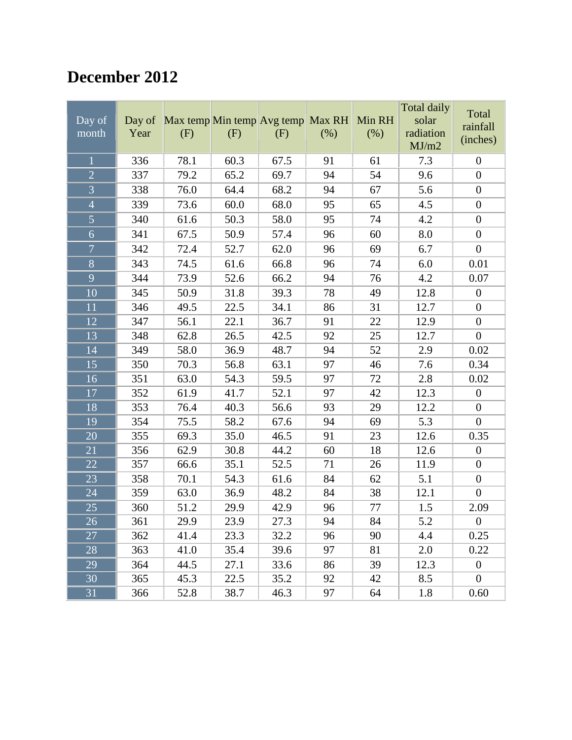# December 2012

| Day of month | Day of Year | Max temp (F) | Min temp (F) | Avg temp (F) | Max RH (%) | Min RH (%) | Total daily solar radiation MJ/m2 | Total rainfall (inches) |
|---|---|---|---|---|---|---|---|---|
| 1 | 336 | 78.1 | 60.3 | 67.5 | 91 | 61 | 7.3 | 0 |
| 2 | 337 | 79.2 | 65.2 | 69.7 | 94 | 54 | 9.6 | 0 |
| 3 | 338 | 76.0 | 64.4 | 68.2 | 94 | 67 | 5.6 | 0 |
| 4 | 339 | 73.6 | 60.0 | 68.0 | 95 | 65 | 4.5 | 0 |
| 5 | 340 | 61.6 | 50.3 | 58.0 | 95 | 74 | 4.2 | 0 |
| 6 | 341 | 67.5 | 50.9 | 57.4 | 96 | 60 | 8.0 | 0 |
| 7 | 342 | 72.4 | 52.7 | 62.0 | 96 | 69 | 6.7 | 0 |
| 8 | 343 | 74.5 | 61.6 | 66.8 | 96 | 74 | 6.0 | 0.01 |
| 9 | 344 | 73.9 | 52.6 | 66.2 | 94 | 76 | 4.2 | 0.07 |
| 10 | 345 | 50.9 | 31.8 | 39.3 | 78 | 49 | 12.8 | 0 |
| 11 | 346 | 49.5 | 22.5 | 34.1 | 86 | 31 | 12.7 | 0 |
| 12 | 347 | 56.1 | 22.1 | 36.7 | 91 | 22 | 12.9 | 0 |
| 13 | 348 | 62.8 | 26.5 | 42.5 | 92 | 25 | 12.7 | 0 |
| 14 | 349 | 58.0 | 36.9 | 48.7 | 94 | 52 | 2.9 | 0.02 |
| 15 | 350 | 70.3 | 56.8 | 63.1 | 97 | 46 | 7.6 | 0.34 |
| 16 | 351 | 63.0 | 54.3 | 59.5 | 97 | 72 | 2.8 | 0.02 |
| 17 | 352 | 61.9 | 41.7 | 52.1 | 97 | 42 | 12.3 | 0 |
| 18 | 353 | 76.4 | 40.3 | 56.6 | 93 | 29 | 12.2 | 0 |
| 19 | 354 | 75.5 | 58.2 | 67.6 | 94 | 69 | 5.3 | 0 |
| 20 | 355 | 69.3 | 35.0 | 46.5 | 91 | 23 | 12.6 | 0.35 |
| 21 | 356 | 62.9 | 30.8 | 44.2 | 60 | 18 | 12.6 | 0 |
| 22 | 357 | 66.6 | 35.1 | 52.5 | 71 | 26 | 11.9 | 0 |
| 23 | 358 | 70.1 | 54.3 | 61.6 | 84 | 62 | 5.1 | 0 |
| 24 | 359 | 63.0 | 36.9 | 48.2 | 84 | 38 | 12.1 | 0 |
| 25 | 360 | 51.2 | 29.9 | 42.9 | 96 | 77 | 1.5 | 2.09 |
| 26 | 361 | 29.9 | 23.9 | 27.3 | 94 | 84 | 5.2 | 0 |
| 27 | 362 | 41.4 | 23.3 | 32.2 | 96 | 90 | 4.4 | 0.25 |
| 28 | 363 | 41.0 | 35.4 | 39.6 | 97 | 81 | 2.0 | 0.22 |
| 29 | 364 | 44.5 | 27.1 | 33.6 | 86 | 39 | 12.3 | 0 |
| 30 | 365 | 45.3 | 22.5 | 35.2 | 92 | 42 | 8.5 | 0 |
| 31 | 366 | 52.8 | 38.7 | 46.3 | 97 | 64 | 1.8 | 0.60 |